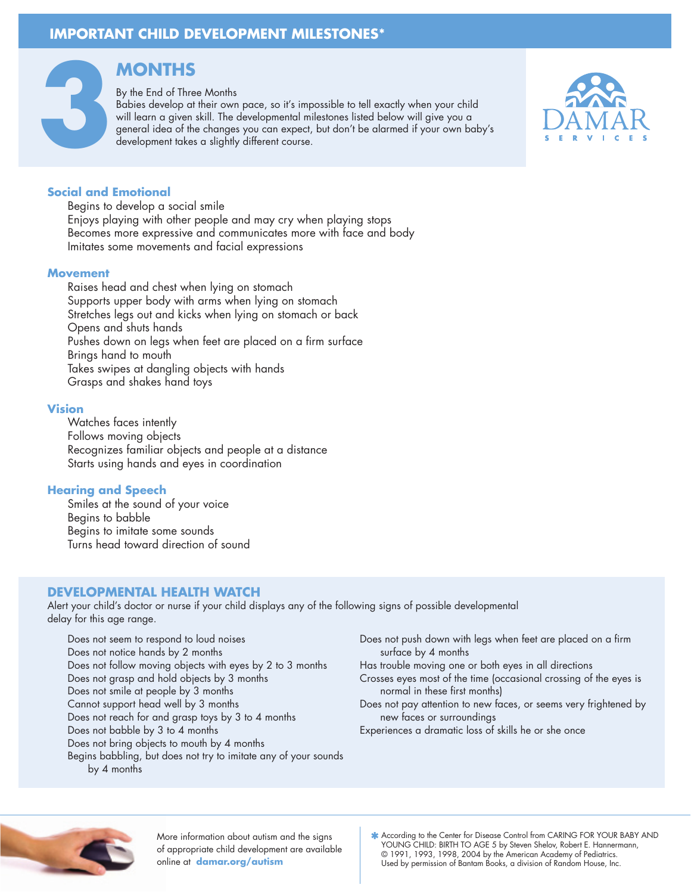# IMPORTANT CHILD DEVELOPMENT MILESTONES*

## 3 MONTHS

By the End of Three Months

Babies develop at their own pace, so it's impossible to tell exactly when your child will learn a given skill. The developmental milestones listed below will give you a general idea of the changes you can expect, but don't be alarmed if your own baby's development takes a slightly different course.

DAMAR SERVICES

### Social and Emotional

- Begins to develop a social smile
- Enjoys playing with other people and may cry when playing stops
- Becomes more expressive and communicates more with face and body
- Imitates some movements and facial expressions

### Movement

- Raises head and chest when lying on stomach
- Supports upper body with arms when lying on stomach
- Stretches legs out and kicks when lying on stomach or back
- Opens and shuts hands
- Pushes down on legs when feet are placed on a firm surface
- Brings hand to mouth
- Takes swipes at dangling objects with hands
- Grasps and shakes hand toys

### Vision

- Watches faces intently
- Follows moving objects
- Recognizes familiar objects and people at a distance
- Starts using hands and eyes in coordination

### Hearing and Speech

- Smiles at the sound of your voice
- Begins to babble
- Begins to imitate some sounds
- Turns head toward direction of sound

### DEVELOPMENTAL HEALTH WATCH

Alert your child's doctor or nurse if your child displays any of the following signs of possible developmental delay for this age range.

- Does not seem to respond to loud noises
- Does not notice hands by 2 months
- Does not follow moving objects with eyes by 2 to 3 months
- Does not grasp and hold objects by 3 months
- Does not smile at people by 3 months
- Cannot support head well by 3 months
- Does not reach for and grasp toys by 3 to 4 months
- Does not babble by 3 to 4 months
- Does not bring objects to mouth by 4 months
- Begins babbling, but does not try to imitate any of your sounds by 4 months
- Does not push down with legs when feet are placed on a firm surface by 4 months
- Has trouble moving one or both eyes in all directions
- Crosses eyes most of the time (occasional crossing of the eyes is normal in these first months)
- Does not pay attention to new faces, or seems very frightened by new faces or surroundings
- Experiences a dramatic loss of skills he or she once

More information about autism and the signs of appropriate child development are available online at **damar.org/autism**

* According to the Center for Disease Control from CARING FOR YOUR BABY AND YOUNG CHILD: BIRTH TO AGE 5 by Steven Shelov, Robert E. Hannemann, © 1991, 1993, 1998, 2004 by the American Academy of Pediatrics. Used by permission of Bantam Books, a division of Random House, Inc.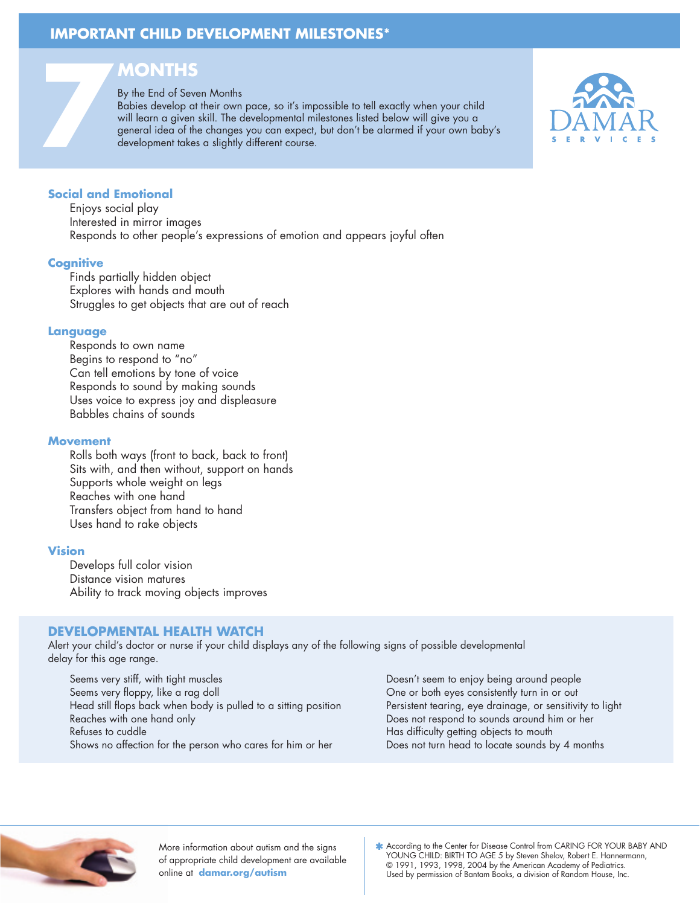# IMPORTANT CHILD DEVELOPMENT MILESTONES*

## 7 MONTHS

By the End of Seven Months

Babies develop at their own pace, so it's impossible to tell exactly when your child will learn a given skill. The developmental milestones listed below will give you a general idea of the changes you can expect, but don't be alarmed if your own baby's development takes a slightly different course.

DAMAR SERVICES

### Social and Emotional

- Enjoys social play
- Interested in mirror images
- Responds to other people's expressions of emotion and appears joyful often

### Cognitive

- Finds partially hidden object
- Explores with hands and mouth
- Struggles to get objects that are out of reach

### Language

- Responds to own name
- Begins to respond to "no"
- Can tell emotions by tone of voice
- Responds to sound by making sounds
- Uses voice to express joy and displeasure
- Babbles chains of sounds

### Movement

- Rolls both ways (front to back, back to front)
- Sits with, and then without, support on hands
- Supports whole weight on legs
- Reaches with one hand
- Transfers object from hand to hand
- Uses hand to rake objects

### Vision

- Develops full color vision
- Distance vision matures
- Ability to track moving objects improves

### DEVELOPMENTAL HEALTH WATCH

Alert your child's doctor or nurse if your child displays any of the following signs of possible developmental delay for this age range.

- Seems very stiff, with tight muscles
- Seems very floppy, like a rag doll
- Head still flops back when body is pulled to a sitting position
- Reaches with one hand only
- Refuses to cuddle
- Shows no affection for the person who cares for him or her
- Doesn't seem to enjoy being around people
- One or both eyes consistently turn in or out
- Persistent tearing, eye drainage, or sensitivity to light
- Does not respond to sounds around him or her
- Has difficulty getting objects to mouth
- Does not turn head to locate sounds by 4 months

More information about autism and the signs of appropriate child development are available online at **damar.org/autism**

* According to the Center for Disease Control from CARING FOR YOUR BABY AND YOUNG CHILD: BIRTH TO AGE 5 by Steven Shelov, Robert E. Hannermann, © 1991, 1993, 1998, 2004 by the American Academy of Pediatrics. Used by permission of Bantam Books, a division of Random House, Inc.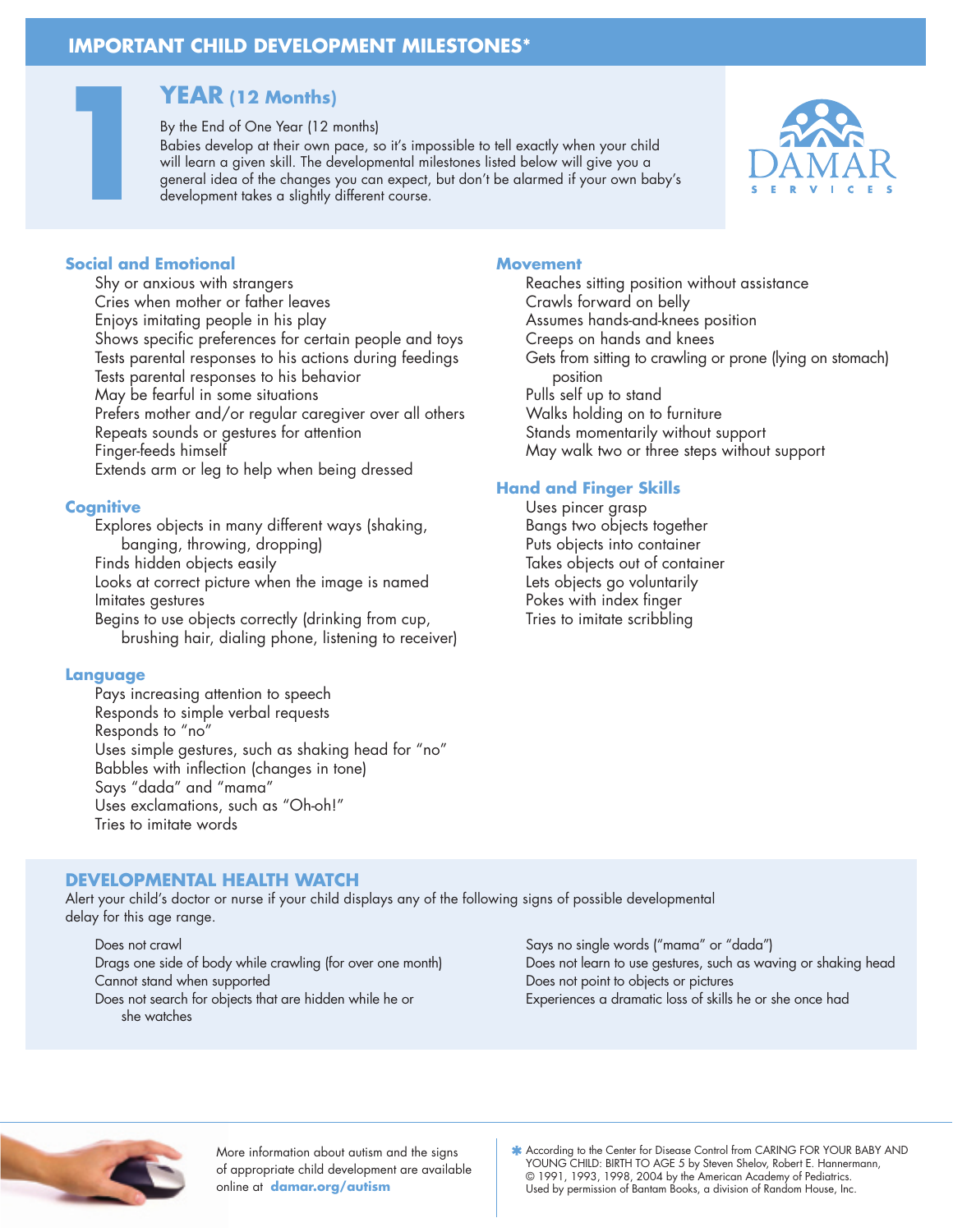## IMPORTANT CHILD DEVELOPMENT MILESTONES*

# 1 YEAR (12 Months)

By the End of One Year (12 months)
Babies develop at their own pace, so it's impossible to tell exactly when your child will learn a given skill. The developmental milestones listed below will give you a general idea of the changes you can expect, but don't be alarmed if your own baby's development takes a slightly different course.

DAMAR SERVICES

### Social and Emotional

- Shy or anxious with strangers
- Cries when mother or father leaves
- Enjoys imitating people in his play
- Shows specific preferences for certain people and toys
- Tests parental responses to his actions during feedings
- Tests parental responses to his behavior
- May be fearful in some situations
- Prefers mother and/or regular caregiver over all others
- Repeats sounds or gestures for attention
- Finger-feeds himself
- Extends arm or leg to help when being dressed

### Cognitive

- Explores objects in many different ways (shaking, banging, throwing, dropping)
- Finds hidden objects easily
- Looks at correct picture when the image is named
- Imitates gestures
- Begins to use objects correctly (drinking from cup, brushing hair, dialing phone, listening to receiver)

### Language

- Pays increasing attention to speech
- Responds to simple verbal requests
- Responds to "no"
- Uses simple gestures, such as shaking head for "no"
- Babbles with inflection (changes in tone)
- Says "dada" and "mama"
- Uses exclamations, such as "Oh-oh!"
- Tries to imitate words

### Movement

- Reaches sitting position without assistance
- Crawls forward on belly
- Assumes hands-and-knees position
- Creeps on hands and knees
- Gets from sitting to crawling or prone (lying on stomach) position
- Pulls self up to stand
- Walks holding on to furniture
- Stands momentarily without support
- May walk two or three steps without support

### Hand and Finger Skills

- Uses pincer grasp
- Bangs two objects together
- Puts objects into container
- Takes objects out of container
- Lets objects go voluntarily
- Pokes with index finger
- Tries to imitate scribbling

## DEVELOPMENTAL HEALTH WATCH

Alert your child's doctor or nurse if your child displays any of the following signs of possible developmental delay for this age range.

- Does not crawl
- Drags one side of body while crawling (for over one month)
- Cannot stand when supported
- Does not search for objects that are hidden while he or she watches
- Says no single words ("mama" or "dada")
- Does not learn to use gestures, such as waving or shaking head
- Does not point to objects or pictures
- Experiences a dramatic loss of skills he or she once had

More information about autism and the signs of appropriate child development are available online at **damar.org/autism**

\* According to the Center for Disease Control from CARING FOR YOUR BABY AND YOUNG CHILD: BIRTH TO AGE 5 by Steven Shelov, Robert E. Hannermann, © 1991, 1993, 1998, 2004 by the American Academy of Pediatrics. Used by permission of Bantam Books, a division of Random House, Inc.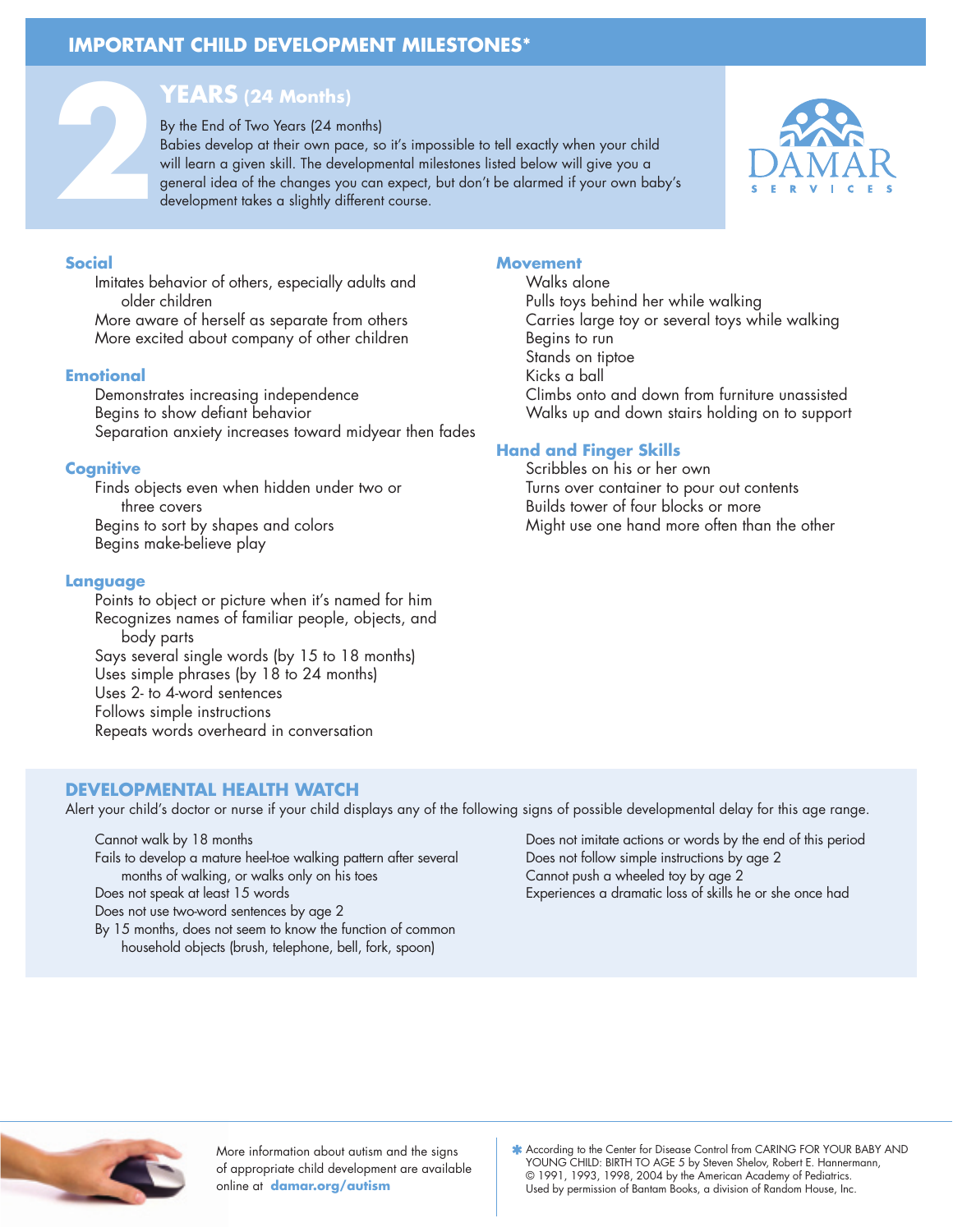## IMPORTANT CHILD DEVELOPMENT MILESTONES*

# 2 YEARS (24 Months)

By the End of Two Years (24 months)
Babies develop at their own pace, so it's impossible to tell exactly when your child will learn a given skill. The developmental milestones listed below will give you a general idea of the changes you can expect, but don't be alarmed if your own baby's development takes a slightly different course.

DAMAR SERVICES

### Social

- Imitates behavior of others, especially adults and older children
- More aware of herself as separate from others
- More excited about company of other children

### Emotional

- Demonstrates increasing independence
- Begins to show defiant behavior
- Separation anxiety increases toward midyear then fades

### Cognitive

- Finds objects even when hidden under two or three covers
- Begins to sort by shapes and colors
- Begins make-believe play

### Language

- Points to object or picture when it's named for him
- Recognizes names of familiar people, objects, and body parts
- Says several single words (by 15 to 18 months)
- Uses simple phrases (by 18 to 24 months)
- Uses 2- to 4-word sentences
- Follows simple instructions
- Repeats words overheard in conversation

### Movement

- Walks alone
- Pulls toys behind her while walking
- Carries large toy or several toys while walking
- Begins to run
- Stands on tiptoe
- Kicks a ball
- Climbs onto and down from furniture unassisted
- Walks up and down stairs holding on to support

### Hand and Finger Skills

- Scribbles on his or her own
- Turns over container to pour out contents
- Builds tower of four blocks or more
- Might use one hand more often than the other

## DEVELOPMENTAL HEALTH WATCH

Alert your child's doctor or nurse if your child displays any of the following signs of possible developmental delay for this age range.

- Cannot walk by 18 months
- Fails to develop a mature heel-toe walking pattern after several months of walking, or walks only on his toes
- Does not speak at least 15 words
- Does not use two-word sentences by age 2
- By 15 months, does not seem to know the function of common household objects (brush, telephone, bell, fork, spoon)
- Does not imitate actions or words by the end of this period
- Does not follow simple instructions by age 2
- Cannot push a wheeled toy by age 2
- Experiences a dramatic loss of skills he or she once had

More information about autism and the signs of appropriate child development are available online at **damar.org/autism**

* According to the Center for Disease Control from CARING FOR YOUR BABY AND YOUNG CHILD: BIRTH TO AGE 5 by Steven Shelov, Robert E. Hannermann, © 1991, 1993, 1998, 2004 by the American Academy of Pediatrics. Used by permission of Bantam Books, a division of Random House, Inc.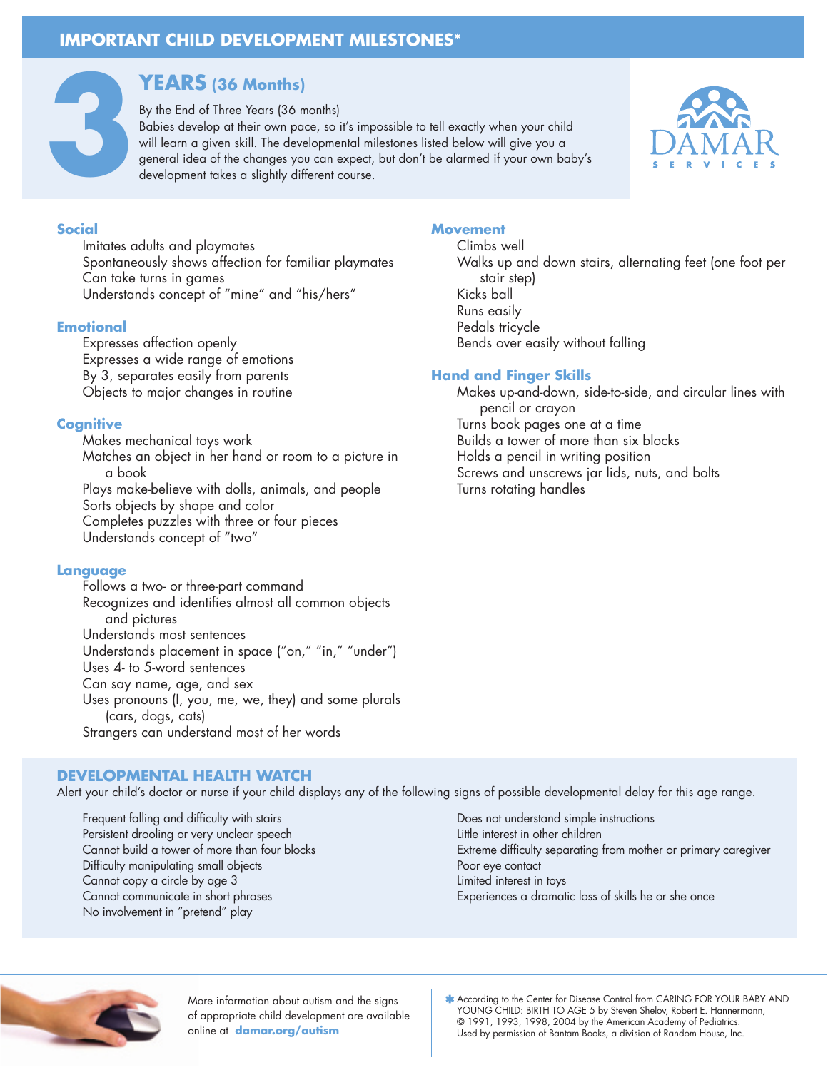# IMPORTANT CHILD DEVELOPMENT MILESTONES*

## 3 YEARS (36 Months)

By the End of Three Years (36 months)
Babies develop at their own pace, so it's impossible to tell exactly when your child will learn a given skill. The developmental milestones listed below will give you a general idea of the changes you can expect, but don't be alarmed if your own baby's development takes a slightly different course.

DAMAR SERVICES

### Social

- Imitates adults and playmates
- Spontaneously shows affection for familiar playmates
- Can take turns in games
- Understands concept of "mine" and "his/hers"

### Emotional

- Expresses affection openly
- Expresses a wide range of emotions
- By 3, separates easily from parents
- Objects to major changes in routine

### Cognitive

- Makes mechanical toys work
- Matches an object in her hand or room to a picture in a book
- Plays make-believe with dolls, animals, and people
- Sorts objects by shape and color
- Completes puzzles with three or four pieces
- Understands concept of "two"

### Language

- Follows a two- or three-part command
- Recognizes and identifies almost all common objects and pictures
- Understands most sentences
- Understands placement in space ("on," "in," "under")
- Uses 4- to 5-word sentences
- Can say name, age, and sex
- Uses pronouns (I, you, me, we, they) and some plurals (cars, dogs, cats)
- Strangers can understand most of her words

### Movement

- Climbs well
- Walks up and down stairs, alternating feet (one foot per stair step)
- Kicks ball
- Runs easily
- Pedals tricycle
- Bends over easily without falling

### Hand and Finger Skills

- Makes up-and-down, side-to-side, and circular lines with pencil or crayon
- Turns book pages one at a time
- Builds a tower of more than six blocks
- Holds a pencil in writing position
- Screws and unscrews jar lids, nuts, and bolts
- Turns rotating handles

## DEVELOPMENTAL HEALTH WATCH

Alert your child's doctor or nurse if your child displays any of the following signs of possible developmental delay for this age range.

- Frequent falling and difficulty with stairs
- Persistent drooling or very unclear speech
- Cannot build a tower of more than four blocks
- Difficulty manipulating small objects
- Cannot copy a circle by age 3
- Cannot communicate in short phrases
- No involvement in "pretend" play
- Does not understand simple instructions
- Little interest in other children
- Extreme difficulty separating from mother or primary caregiver
- Poor eye contact
- Limited interest in toys
- Experiences a dramatic loss of skills he or she once

More information about autism and the signs of appropriate child development are available online at **damar.org/autism**

* According to the Center for Disease Control from CARING FOR YOUR BABY AND YOUNG CHILD: BIRTH TO AGE 5 by Steven Shelov, Robert E. Hannermann, © 1991, 1993, 1998, 2004 by the American Academy of Pediatrics. Used by permission of Bantam Books, a division of Random House, Inc.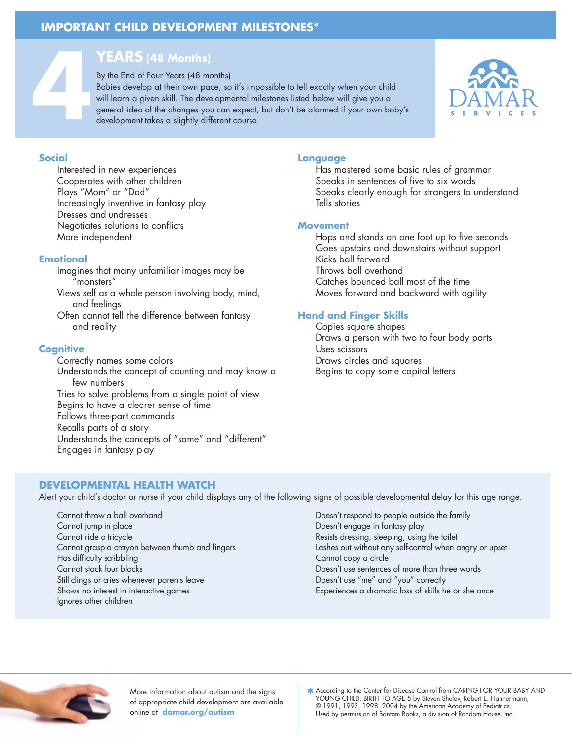## IMPORTANT CHILD DEVELOPMENT MILESTONES*

# 4 YEARS (48 Months)

By the End of Four Years (48 months)
Babies develop at their own pace, so it's impossible to tell exactly when your child will learn a given skill. The developmental milestones listed below will give you a general idea of the changes you can expect, but don't be alarmed if your own baby's development takes a slightly different course.

DAMAR SERVICES

### Social

- Interested in new experiences
- Cooperates with other children
- Plays "Mom" or "Dad"
- Increasingly inventive in fantasy play
- Dresses and undresses
- Negotiates solutions to conflicts
- More independent

### Emotional

- Imagines that many unfamiliar images may be "monsters"
- Views self as a whole person involving body, mind, and feelings
- Often cannot tell the difference between fantasy and reality

### Cognitive

- Correctly names some colors
- Understands the concept of counting and may know a few numbers
- Tries to solve problems from a single point of view
- Begins to have a clearer sense of time
- Follows three-part commands
- Recalls parts of a story
- Understands the concepts of "same" and "different"
- Engages in fantasy play

### Language

- Has mastered some basic rules of grammar
- Speaks in sentences of five to six words
- Speaks clearly enough for strangers to understand
- Tells stories

### Movement

- Hops and stands on one foot up to five seconds
- Goes upstairs and downstairs without support
- Kicks ball forward
- Throws ball overhand
- Catches bounced ball most of the time
- Moves forward and backward with agility

### Hand and Finger Skills

- Copies square shapes
- Draws a person with two to four body parts
- Uses scissors
- Draws circles and squares
- Begins to copy some capital letters

## DEVELOPMENTAL HEALTH WATCH

Alert your child's doctor or nurse if your child displays any of the following signs of possible developmental delay for this age range.

- Cannot throw a ball overhand
- Cannot jump in place
- Cannot ride a tricycle
- Cannot grasp a crayon between thumb and fingers
- Has difficulty scribbling
- Cannot stack four blocks
- Still clings or cries whenever parents leave
- Shows no interest in interactive games
- Ignores other children
- Doesn't respond to people outside the family
- Doesn't engage in fantasy play
- Resists dressing, sleeping, using the toilet
- Lashes out without any self-control when angry or upset
- Cannot copy a circle
- Doesn't use sentences of more than three words
- Doesn't use "me" and "you" correctly
- Experiences a dramatic loss of skills he or she once

More information about autism and the signs of appropriate child development are available online at **damar.org/autism**

* According to the Center for Disease Control from CARING FOR YOUR BABY AND YOUNG CHILD: BIRTH TO AGE 5 by Steven Shelov, Robert E. Hannermann, © 1991, 1993, 1998, 2004 by the American Academy of Pediatrics. Used by permission of Bantam Books, a division of Random House, Inc.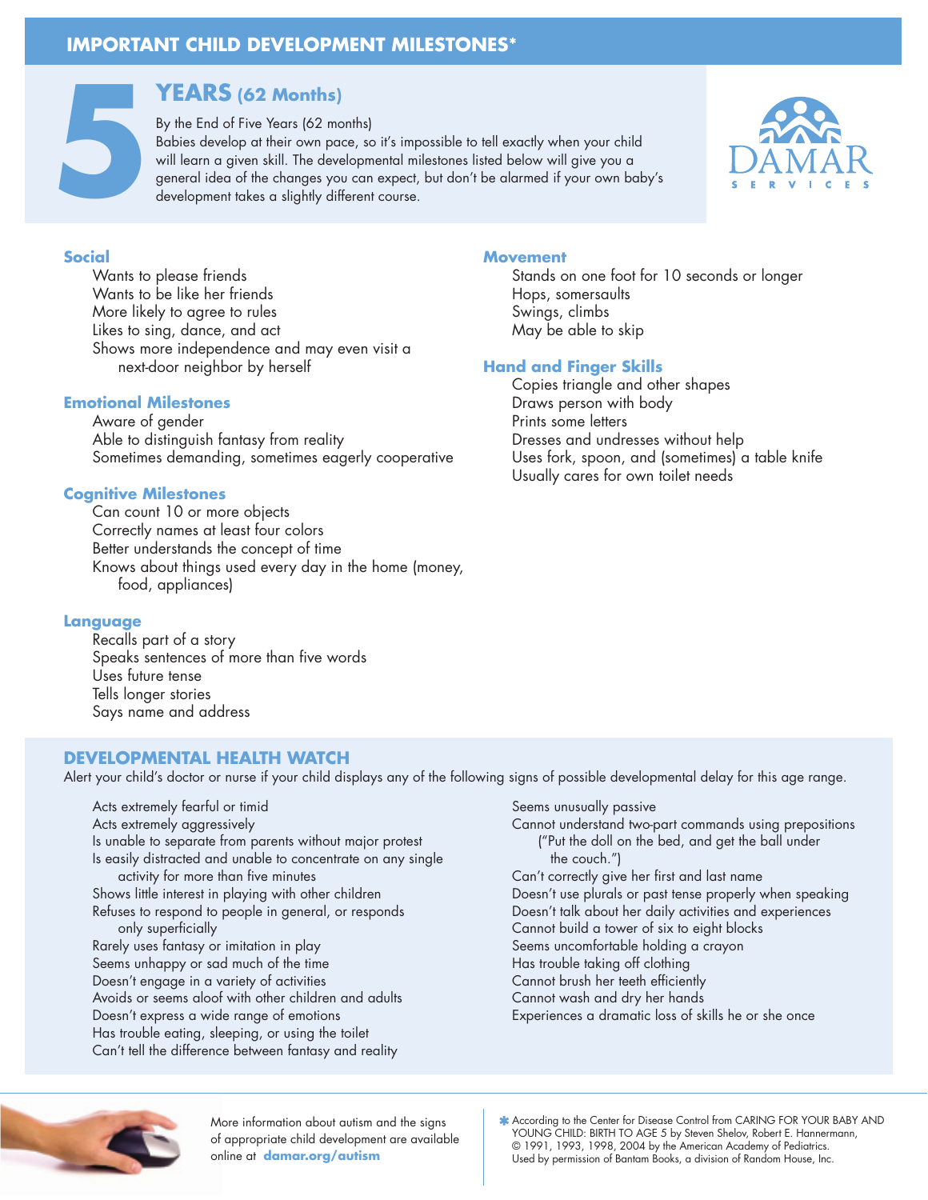## IMPORTANT CHILD DEVELOPMENT MILESTONES*

# 5 YEARS (62 Months)

By the End of Five Years (62 months)
Babies develop at their own pace, so it's impossible to tell exactly when your child will learn a given skill. The developmental milestones listed below will give you a general idea of the changes you can expect, but don't be alarmed if your own baby's development takes a slightly different course.

DAMAR SERVICES

### Social

- Wants to please friends
- Wants to be like her friends
- More likely to agree to rules
- Likes to sing, dance, and act
- Shows more independence and may even visit a next-door neighbor by herself

### Emotional Milestones

- Aware of gender
- Able to distinguish fantasy from reality
- Sometimes demanding, sometimes eagerly cooperative

### Cognitive Milestones

- Can count 10 or more objects
- Correctly names at least four colors
- Better understands the concept of time
- Knows about things used every day in the home (money, food, appliances)

### Language

- Recalls part of a story
- Speaks sentences of more than five words
- Uses future tense
- Tells longer stories
- Says name and address

### Movement

- Stands on one foot for 10 seconds or longer
- Hops, somersaults
- Swings, climbs
- May be able to skip

### Hand and Finger Skills

- Copies triangle and other shapes
- Draws person with body
- Prints some letters
- Dresses and undresses without help
- Uses fork, spoon, and (sometimes) a table knife
- Usually cares for own toilet needs

## DEVELOPMENTAL HEALTH WATCH

Alert your child's doctor or nurse if your child displays any of the following signs of possible developmental delay for this age range.

- Acts extremely fearful or timid
- Acts extremely aggressively
- Is unable to separate from parents without major protest
- Is easily distracted and unable to concentrate on any single activity for more than five minutes
- Shows little interest in playing with other children
- Refuses to respond to people in general, or responds only superficially
- Rarely uses fantasy or imitation in play
- Seems unhappy or sad much of the time
- Doesn't engage in a variety of activities
- Avoids or seems aloof with other children and adults
- Doesn't express a wide range of emotions
- Has trouble eating, sleeping, or using the toilet
- Can't tell the difference between fantasy and reality
- Seems unusually passive
- Cannot understand two-part commands using prepositions ("Put the doll on the bed, and get the ball under the couch.")
- Can't correctly give her first and last name
- Doesn't use plurals or past tense properly when speaking
- Doesn't talk about her daily activities and experiences
- Cannot build a tower of six to eight blocks
- Seems uncomfortable holding a crayon
- Has trouble taking off clothing
- Cannot brush her teeth efficiently
- Cannot wash and dry her hands
- Experiences a dramatic loss of skills he or she once

More information about autism and the signs of appropriate child development are available online at **damar.org/autism**

* According to the Center for Disease Control from CARING FOR YOUR BABY AND YOUNG CHILD: BIRTH TO AGE 5 by Steven Shelov, Robert E. Hannemann, © 1991, 1993, 1998, 2004 by the American Academy of Pediatrics. Used by permission of Bantam Books, a division of Random House, Inc.